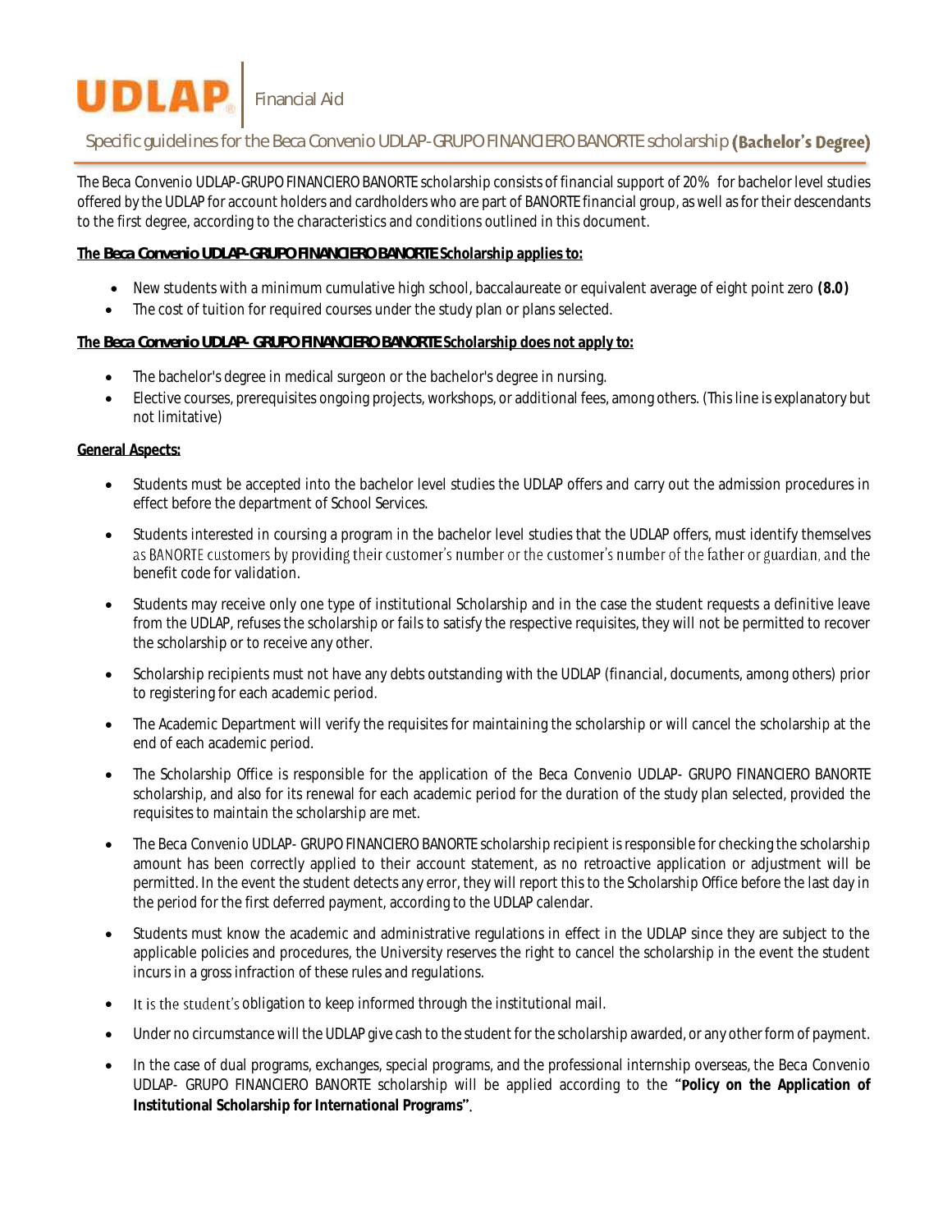# UDLAP | Financial Aid

## Specific guidelines for the Beca Convenio UDLAP-GRUPO FINANCIERO BANORTE scholarship **(Bachelor's Degree)**

The Beca Convenio UDLAP-GRUPO FINANCIERO BANORTE scholarship consists of financial support of 20% for bachelor level studies offered by the UDLAP for account holders and cardholders who are part of BANORTE financial group, as well as for their descendants to the first degree, according to the characteristics and conditions outlined in this document.

**The *Beca Convenio UDLAP-GRUPO FINANCIERO BANORTE* Scholarship applies to:**

- New students with a minimum cumulative high school, baccalaureate or equivalent average of eight point zero **(8.0)**
- The cost of tuition for required courses under the study plan or plans selected.

**The *Beca Convenio UDLAP- GRUPO FINANCIERO BANORTE* Scholarship does not apply to:**

- The bachelor's degree in medical surgeon or the bachelor's degree in nursing.
- Elective courses, prerequisites ongoing projects, workshops, or additional fees, among others. (This line is explanatory but not limitative)

**General Aspects:**

- Students must be accepted into the bachelor level studies the UDLAP offers and carry out the admission procedures in effect before the department of School Services.
- Students interested in coursing a program in the bachelor level studies that the UDLAP offers, must identify themselves as BANORTE customers by providing their customer's number or the customer's number of the father or guardian, and the benefit code for validation.
- Students may receive only one type of institutional Scholarship and in the case the student requests a definitive leave from the UDLAP, refuses the scholarship or fails to satisfy the respective requisites, they will not be permitted to recover the scholarship or to receive any other.
- Scholarship recipients must not have any debts outstanding with the UDLAP (financial, documents, among others) prior to registering for each academic period.
- The Academic Department will verify the requisites for maintaining the scholarship or will cancel the scholarship at the end of each academic period.
- The Scholarship Office is responsible for the application of the Beca Convenio UDLAP- GRUPO FINANCIERO BANORTE scholarship, and also for its renewal for each academic period for the duration of the study plan selected, provided the requisites to maintain the scholarship are met.
- The Beca Convenio UDLAP- GRUPO FINANCIERO BANORTE scholarship recipient is responsible for checking the scholarship amount has been correctly applied to their account statement, as no retroactive application or adjustment will be permitted. In the event the student detects any error, they will report this to the Scholarship Office before the last day in the period for the first deferred payment, according to the UDLAP calendar.
- Students must know the academic and administrative regulations in effect in the UDLAP since they are subject to the applicable policies and procedures, the University reserves the right to cancel the scholarship in the event the student incurs in a gross infraction of these rules and regulations.
- It is the student's obligation to keep informed through the institutional mail.
- Under no circumstance will the UDLAP give cash to the student for the scholarship awarded, or any other form of payment.
- In the case of dual programs, exchanges, special programs, and the professional internship overseas, the Beca Convenio UDLAP- GRUPO FINANCIERO BANORTE scholarship will be applied according to the **"Policy on the Application of Institutional Scholarship for International Programs"**.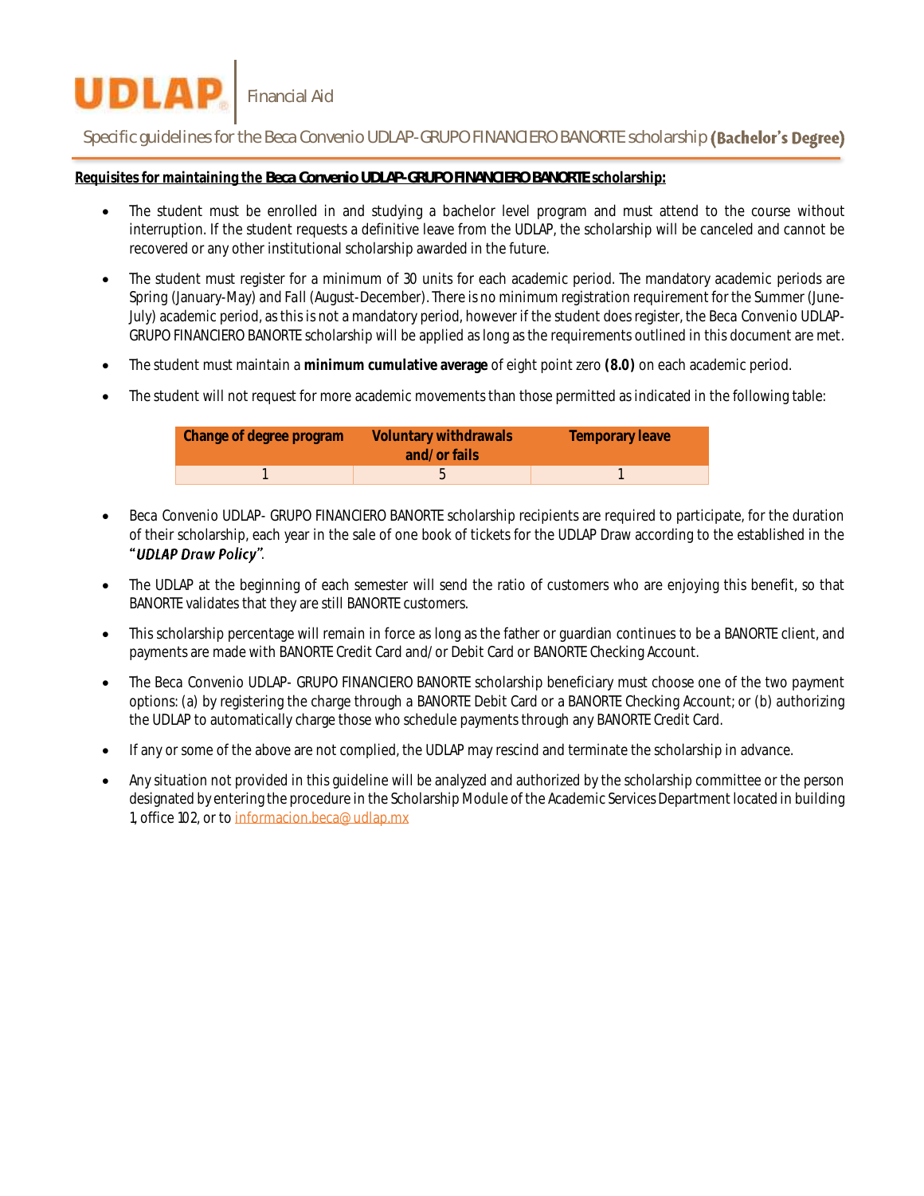UDLAP | Financial Aid

Specific guidelines for the Beca Convenio UDLAP-GRUPO FINANCIERO BANORTE scholarship **(Bachelor's Degree)**

**Requisites for maintaining the *Beca Convenio UDLAP-GRUPO FINANCIERO BANORTE* scholarship:**

- The student must be enrolled in and studying a bachelor level program and must attend to the course without interruption. If the student requests a definitive leave from the UDLAP, the scholarship will be canceled and cannot be recovered or any other institutional scholarship awarded in the future.
- The student must register for a minimum of 30 units for each academic period. The mandatory academic periods are Spring (January-May) and Fall (August-December). There is no minimum registration requirement for the Summer (June-July) academic period, as this is not a mandatory period, however if the student does register, the Beca Convenio UDLAP-GRUPO FINANCIERO BANORTE scholarship will be applied as long as the requirements outlined in this document are met.
- The student must maintain a **minimum cumulative average** of eight point zero **(8.0)** on each academic period.
- The student will not request for more academic movements than those permitted as indicated in the following table:

| Change of degree program | Voluntary withdrawals and/or fails | Temporary leave |
|---|---|---|
| 1 | 5 | 1 |

- Beca Convenio UDLAP- GRUPO FINANCIERO BANORTE scholarship recipients are required to participate, for the duration of their scholarship, each year in the sale of one book of tickets for the UDLAP Draw according to the established in the ***"UDLAP Draw Policy"***.
- The UDLAP at the beginning of each semester will send the ratio of customers who are enjoying this benefit, so that BANORTE validates that they are still BANORTE customers.
- This scholarship percentage will remain in force as long as the father or guardian continues to be a BANORTE client, and payments are made with BANORTE Credit Card and/or Debit Card or BANORTE Checking Account.
- The Beca Convenio UDLAP- GRUPO FINANCIERO BANORTE scholarship beneficiary must choose one of the two payment options: (a) by registering the charge through a BANORTE Debit Card or a BANORTE Checking Account; or (b) authorizing the UDLAP to automatically charge those who schedule payments through any BANORTE Credit Card.
- If any or some of the above are not complied, the UDLAP may rescind and terminate the scholarship in advance.
- Any situation not provided in this guideline will be analyzed and authorized by the scholarship committee or the person designated by entering the procedure in the Scholarship Module of the Academic Services Department located in building 1, office 102, or to informacion.beca@udlap.mx